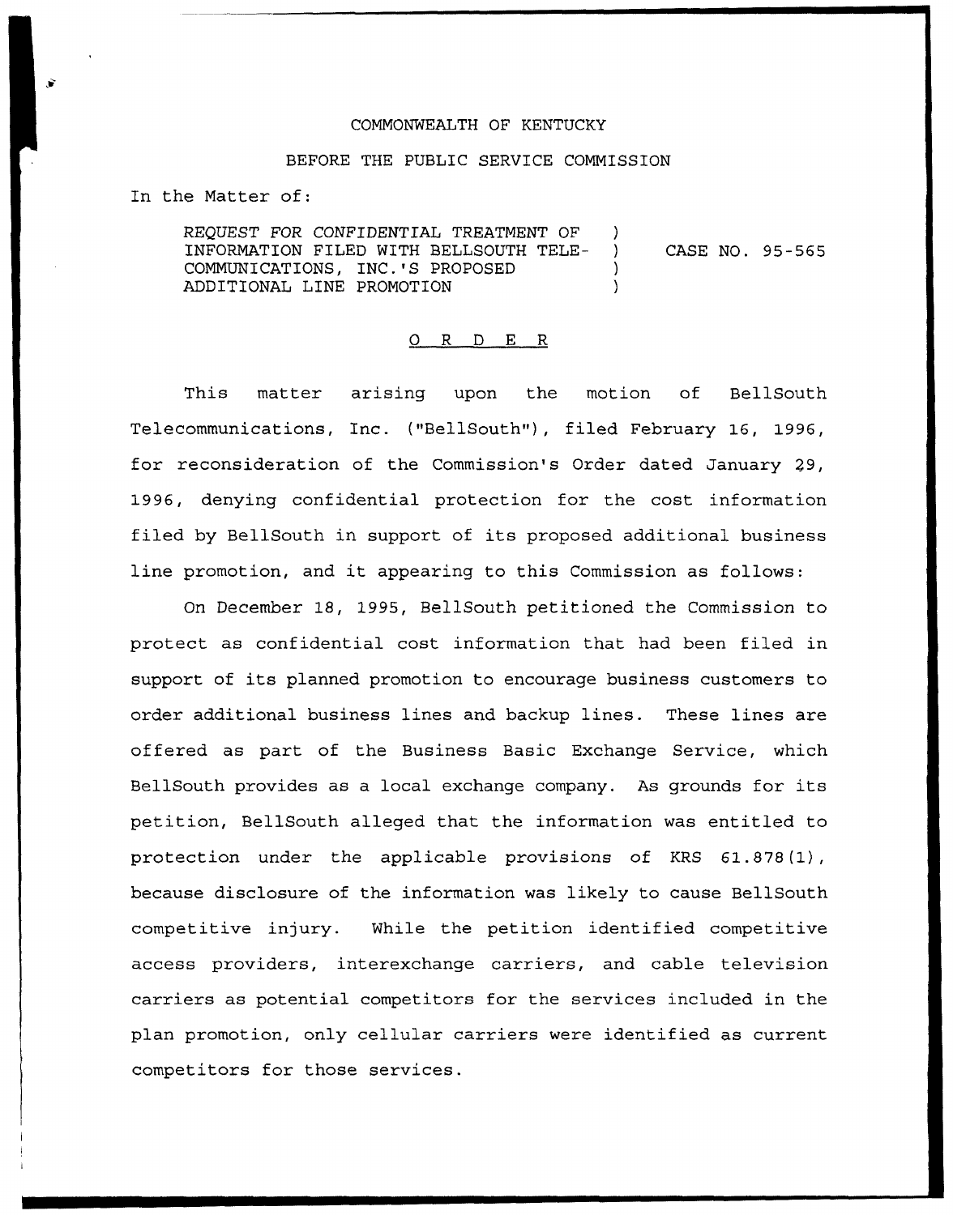COMMONWEALTH OF KENTUCKY

BEFORE THE PUBLIC SERVICE COMMISSION

In the Matter of:

| | | |
|---|---|---|
| REQUEST FOR CONFIDENTIAL TREATMENT OF INFORMATION FILED WITH BELLSOUTH TELE-COMMUNICATIONS, INC.'S PROPOSED ADDITIONAL LINE PROMOTION | ) ) ) ) | CASE NO. 95-565 |

## O R D E R

This matter arising upon the motion of BellSouth Telecommunications, Inc. ("BellSouth"), filed February 16, 1996, for reconsideration of the Commission's Order dated January 29, 1996, denying confidential protection for the cost information filed by BellSouth in support of its proposed additional business line promotion, and it appearing to this Commission as follows:

On December 18, 1995, BellSouth petitioned the Commission to protect as confidential cost information that had been filed in support of its planned promotion to encourage business customers to order additional business lines and backup lines. These lines are offered as part of the Business Basic Exchange Service, which BellSouth provides as a local exchange company. As grounds for its petition, BellSouth alleged that the information was entitled to protection under the applicable provisions of KRS 61.878(1), because disclosure of the information was likely to cause BellSouth competitive injury. While the petition identified competitive access providers, interexchange carriers, and cable television carriers as potential competitors for the services included in the plan promotion, only cellular carriers were identified as current competitors for those services.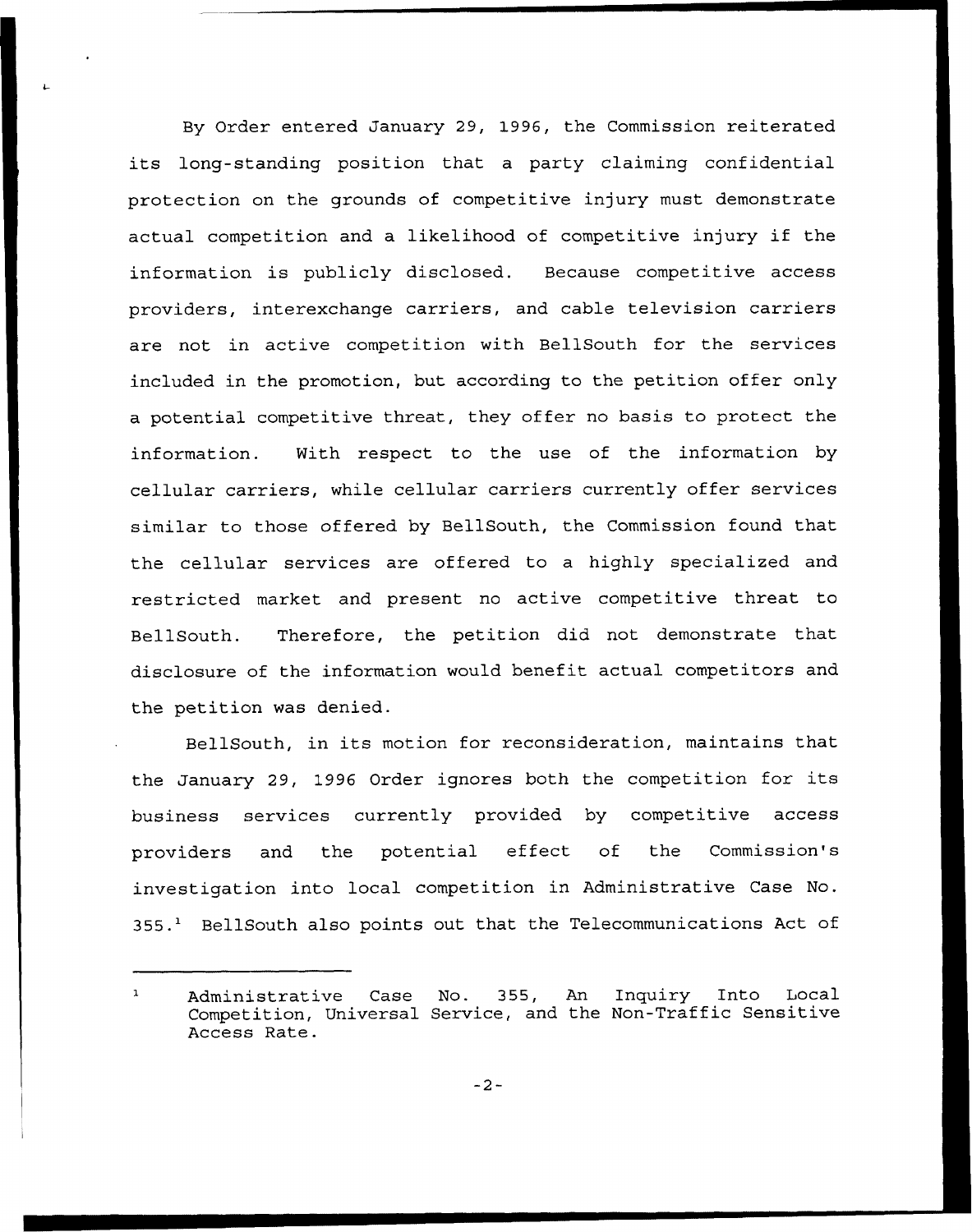By Order entered January 29, 1996, the Commission reiterated its long-standing position that a party claiming confidential protection on the grounds of competitive injury must demonstrate actual competition and a likelihood of competitive injury if the information is publicly disclosed. Because competitive access providers, interexchange carriers, and cable television carriers are not in active competition with BellSouth for the services included in the promotion, but according to the petition offer only a potential competitive threat, they offer no basis to protect the information. With respect to the use of the information by cellular carriers, while cellular carriers currently offer services similar to those offered by BellSouth, the Commission found that the cellular services are offered to a highly specialized and restricted market and present no active competitive threat to BellSouth. Therefore, the petition did not demonstrate that disclosure of the information would benefit actual competitors and the petition was denied.

BellSouth, in its motion for reconsideration, maintains that the January 29, 1996 Order ignores both the competition for its business services currently provided by competitive access providers and the potential effect of the Commission's investigation into local competition in Administrative Case No. 355.[1] BellSouth also points out that the Telecommunications Act of

---

[1] Administrative Case No. 355, An Inquiry Into Local Competition, Universal Service, and the Non-Traffic Sensitive Access Rate.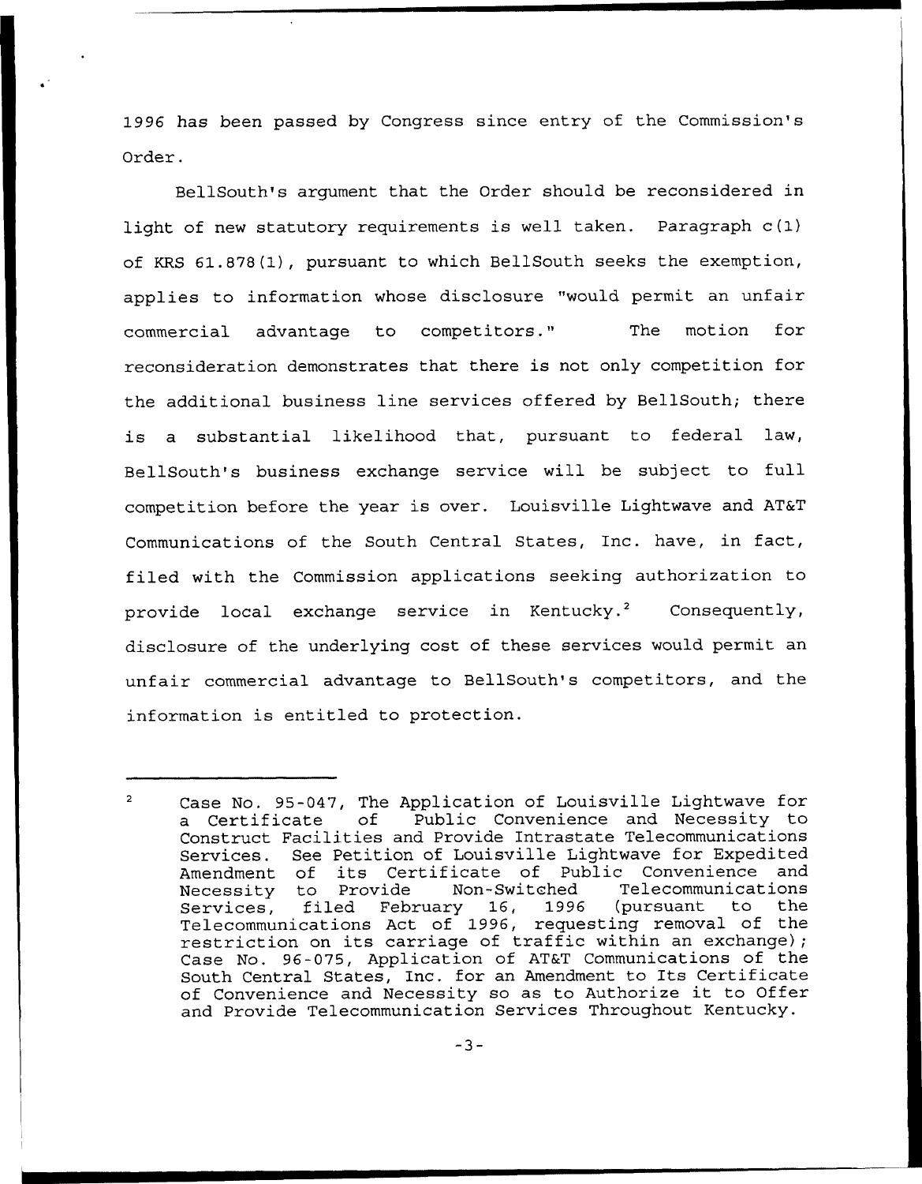1996 has been passed by Congress since entry of the Commission's Order.

BellSouth's argument that the Order should be reconsidered in light of new statutory requirements is well taken. Paragraph c(1) of KRS 61.878(1), pursuant to which BellSouth seeks the exemption, applies to information whose disclosure "would permit an unfair commercial advantage to competitors." The motion for reconsideration demonstrates that there is not only competition for the additional business line services offered by BellSouth; there is a substantial likelihood that, pursuant to federal law, BellSouth's business exchange service will be subject to full competition before the year is over. Louisville Lightwave and AT&T Communications of the South Central States, Inc. have, in fact, filed with the Commission applications seeking authorization to provide local exchange service in Kentucky.[2] Consequently, disclosure of the underlying cost of these services would permit an unfair commercial advantage to BellSouth's competitors, and the information is entitled to protection.

---

[2] Case No. 95-047, The Application of Louisville Lightwave for a Certificate of Public Convenience and Necessity to Construct Facilities and Provide Intrastate Telecommunications Services. See Petition of Louisville Lightwave for Expedited Amendment of its Certificate of Public Convenience and Necessity to Provide Non-Switched Telecommunications Services, filed February 16, 1996 (pursuant to the Telecommunications Act of 1996, requesting removal of the restriction on its carriage of traffic within an exchange); Case No. 96-075, Application of AT&T Communications of the South Central States, Inc. for an Amendment to Its Certificate of Convenience and Necessity so as to Authorize it to Offer and Provide Telecommunication Services Throughout Kentucky.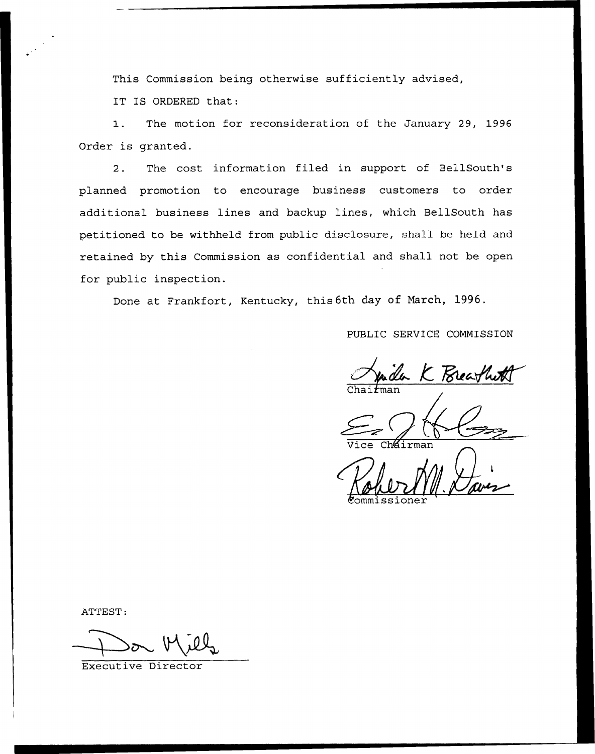This Commission being otherwise sufficiently advised,

IT IS ORDERED that:

1. The motion for reconsideration of the January 29, 1996 Order is granted.

2. The cost information filed in support of BellSouth's planned promotion to encourage business customers to order additional business lines and backup lines, which BellSouth has petitioned to be withheld from public disclosure, shall be held and retained by this Commission as confidential and shall not be open for public inspection.

Done at Frankfort, Kentucky, this 6th day of March, 1996.

PUBLIC SERVICE COMMISSION

Linda K Breathitt
Chairman

Vice Chairman

Robert M. Davis
Commissioner

ATTEST:

Don Mills
Executive Director